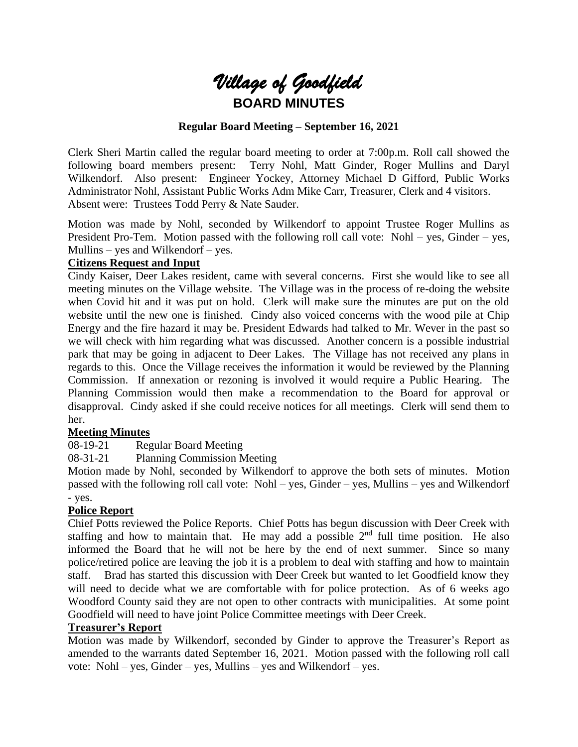# *Village of Goodfield*

## BOARD MINUTES

### Regular Board Meeting – September 16, 2021

Clerk Sheri Martin called the regular board meeting to order at 7:00p.m. Roll call showed the following board members present: Terry Nohl, Matt Ginder, Roger Mullins and Daryl Wilkendorf. Also present: Engineer Yockey, Attorney Michael D Gifford, Public Works Administrator Nohl, Assistant Public Works Adm Mike Carr, Treasurer, Clerk and 4 visitors. Absent were: Trustees Todd Perry & Nate Sauder.

Motion was made by Nohl, seconded by Wilkendorf to appoint Trustee Roger Mullins as President Pro-Tem. Motion passed with the following roll call vote: Nohl – yes, Ginder – yes, Mullins – yes and Wilkendorf – yes.

**Citizens Request and Input**

Cindy Kaiser, Deer Lakes resident, came with several concerns. First she would like to see all meeting minutes on the Village website. The Village was in the process of re-doing the website when Covid hit and it was put on hold. Clerk will make sure the minutes are put on the old website until the new one is finished. Cindy also voiced concerns with the wood pile at Chip Energy and the fire hazard it may be. President Edwards had talked to Mr. Wever in the past so we will check with him regarding what was discussed. Another concern is a possible industrial park that may be going in adjacent to Deer Lakes. The Village has not received any plans in regards to this. Once the Village receives the information it would be reviewed by the Planning Commission. If annexation or rezoning is involved it would require a Public Hearing. The Planning Commission would then make a recommendation to the Board for approval or disapproval. Cindy asked if she could receive notices for all meetings. Clerk will send them to her.

**Meeting Minutes**

08-19-21 Regular Board Meeting

08-31-21 Planning Commission Meeting

Motion made by Nohl, seconded by Wilkendorf to approve the both sets of minutes. Motion passed with the following roll call vote: Nohl – yes, Ginder – yes, Mullins – yes and Wilkendorf - yes.

**Police Report**

Chief Potts reviewed the Police Reports. Chief Potts has begun discussion with Deer Creek with staffing and how to maintain that. He may add a possible 2nd full time position. He also informed the Board that he will not be here by the end of next summer. Since so many police/retired police are leaving the job it is a problem to deal with staffing and how to maintain staff. Brad has started this discussion with Deer Creek but wanted to let Goodfield know they will need to decide what we are comfortable with for police protection. As of 6 weeks ago Woodford County said they are not open to other contracts with municipalities. At some point Goodfield will need to have joint Police Committee meetings with Deer Creek.

**Treasurer's Report**

Motion was made by Wilkendorf, seconded by Ginder to approve the Treasurer's Report as amended to the warrants dated September 16, 2021. Motion passed with the following roll call vote: Nohl – yes, Ginder – yes, Mullins – yes and Wilkendorf – yes.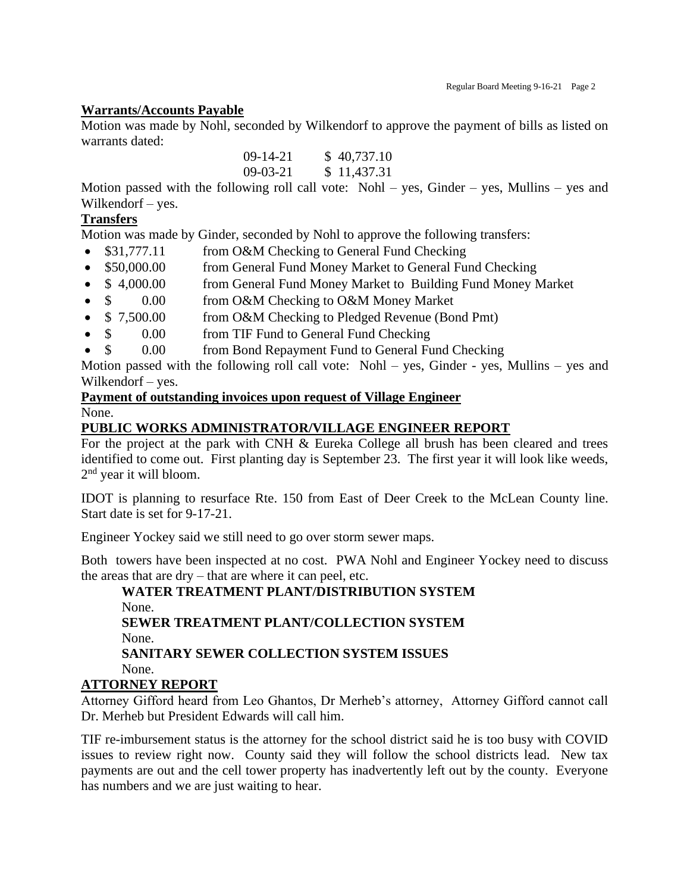**Warrants/Accounts Payable**

Motion was made by Nohl, seconded by Wilkendorf to approve the payment of bills as listed on warrants dated:

| | |
|---|---|
| 09-14-21 | $ 40,737.10 |
| 09-03-21 | $ 11,437.31 |

Motion passed with the following roll call vote: Nohl – yes, Ginder – yes, Mullins – yes and Wilkendorf – yes.

**Transfers**

Motion was made by Ginder, seconded by Nohl to approve the following transfers:

- $31,777.11 from O&M Checking to General Fund Checking
- $50,000.00 from General Fund Money Market to General Fund Checking
- $ 4,000.00 from General Fund Money Market to Building Fund Money Market
- $ 0.00 from O&M Checking to O&M Money Market
- $ 7,500.00 from O&M Checking to Pledged Revenue (Bond Pmt)
- $ 0.00 from TIF Fund to General Fund Checking
- $ 0.00 from Bond Repayment Fund to General Fund Checking

Motion passed with the following roll call vote: Nohl – yes, Ginder - yes, Mullins – yes and Wilkendorf – yes.

**Payment of outstanding invoices upon request of Village Engineer**

None.

**PUBLIC WORKS ADMINISTRATOR/VILLAGE ENGINEER REPORT**

For the project at the park with CNH & Eureka College all brush has been cleared and trees identified to come out. First planting day is September 23. The first year it will look like weeds, 2nd year it will bloom.

IDOT is planning to resurface Rte. 150 from East of Deer Creek to the McLean County line. Start date is set for 9-17-21.

Engineer Yockey said we still need to go over storm sewer maps.

Both towers have been inspected at no cost. PWA Nohl and Engineer Yockey need to discuss the areas that are dry – that are where it can peel, etc.

**WATER TREATMENT PLANT/DISTRIBUTION SYSTEM**

None.

**SEWER TREATMENT PLANT/COLLECTION SYSTEM**

None.

**SANITARY SEWER COLLECTION SYSTEM ISSUES**

None.

**ATTORNEY REPORT**

Attorney Gifford heard from Leo Ghantos, Dr Merheb's attorney, Attorney Gifford cannot call Dr. Merheb but President Edwards will call him.

TIF re-imbursement status is the attorney for the school district said he is too busy with COVID issues to review right now. County said they will follow the school districts lead. New tax payments are out and the cell tower property has inadvertently left out by the county. Everyone has numbers and we are just waiting to hear.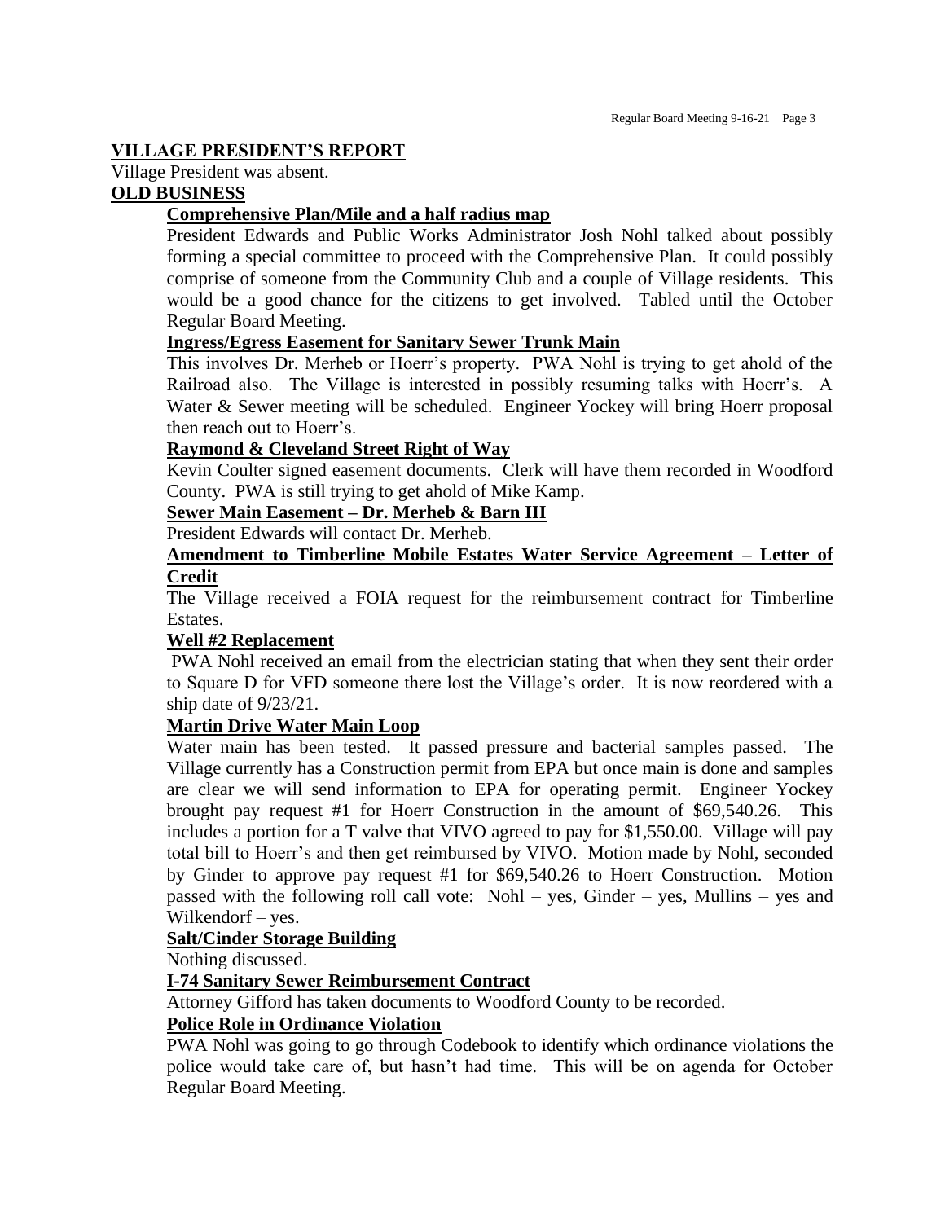## VILLAGE PRESIDENT'S REPORT

Village President was absent.

## OLD BUSINESS

### Comprehensive Plan/Mile and a half radius map

President Edwards and Public Works Administrator Josh Nohl talked about possibly forming a special committee to proceed with the Comprehensive Plan. It could possibly comprise of someone from the Community Club and a couple of Village residents. This would be a good chance for the citizens to get involved. Tabled until the October Regular Board Meeting.

### Ingress/Egress Easement for Sanitary Sewer Trunk Main

This involves Dr. Merheb or Hoerr's property. PWA Nohl is trying to get ahold of the Railroad also. The Village is interested in possibly resuming talks with Hoerr's. A Water & Sewer meeting will be scheduled. Engineer Yockey will bring Hoerr proposal then reach out to Hoerr's.

### Raymond & Cleveland Street Right of Way

Kevin Coulter signed easement documents. Clerk will have them recorded in Woodford County. PWA is still trying to get ahold of Mike Kamp.

### Sewer Main Easement – Dr. Merheb & Barn III

President Edwards will contact Dr. Merheb.

### Amendment to Timberline Mobile Estates Water Service Agreement – Letter of Credit

The Village received a FOIA request for the reimbursement contract for Timberline Estates.

### Well #2 Replacement

PWA Nohl received an email from the electrician stating that when they sent their order to Square D for VFD someone there lost the Village's order. It is now reordered with a ship date of 9/23/21.

### Martin Drive Water Main Loop

Water main has been tested. It passed pressure and bacterial samples passed. The Village currently has a Construction permit from EPA but once main is done and samples are clear we will send information to EPA for operating permit. Engineer Yockey brought pay request #1 for Hoerr Construction in the amount of $69,540.26. This includes a portion for a T valve that VIVO agreed to pay for $1,550.00. Village will pay total bill to Hoerr's and then get reimbursed by VIVO. Motion made by Nohl, seconded by Ginder to approve pay request #1 for $69,540.26 to Hoerr Construction. Motion passed with the following roll call vote: Nohl – yes, Ginder – yes, Mullins – yes and Wilkendorf – yes.

### Salt/Cinder Storage Building

Nothing discussed.

### I-74 Sanitary Sewer Reimbursement Contract

Attorney Gifford has taken documents to Woodford County to be recorded.

### Police Role in Ordinance Violation

PWA Nohl was going to go through Codebook to identify which ordinance violations the police would take care of, but hasn't had time. This will be on agenda for October Regular Board Meeting.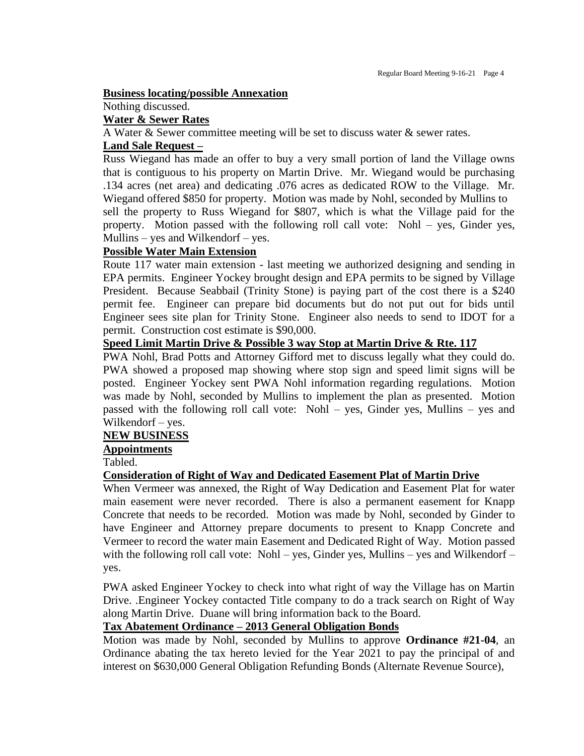**Business locating/possible Annexation**

Nothing discussed.

**Water & Sewer Rates**

A Water & Sewer committee meeting will be set to discuss water & sewer rates.

**Land Sale Request –**

Russ Wiegand has made an offer to buy a very small portion of land the Village owns that is contiguous to his property on Martin Drive. Mr. Wiegand would be purchasing .134 acres (net area) and dedicating .076 acres as dedicated ROW to the Village. Mr. Wiegand offered $850 for property. Motion was made by Nohl, seconded by Mullins to sell the property to Russ Wiegand for $807, which is what the Village paid for the property. Motion passed with the following roll call vote: Nohl – yes, Ginder yes, Mullins – yes and Wilkendorf – yes.

**Possible Water Main Extension**

Route 117 water main extension - last meeting we authorized designing and sending in EPA permits. Engineer Yockey brought design and EPA permits to be signed by Village President. Because Seabbail (Trinity Stone) is paying part of the cost there is a $240 permit fee. Engineer can prepare bid documents but do not put out for bids until Engineer sees site plan for Trinity Stone. Engineer also needs to send to IDOT for a permit. Construction cost estimate is $90,000.

**Speed Limit Martin Drive & Possible 3 way Stop at Martin Drive & Rte. 117**

PWA Nohl, Brad Potts and Attorney Gifford met to discuss legally what they could do. PWA showed a proposed map showing where stop sign and speed limit signs will be posted. Engineer Yockey sent PWA Nohl information regarding regulations. Motion was made by Nohl, seconded by Mullins to implement the plan as presented. Motion passed with the following roll call vote: Nohl – yes, Ginder yes, Mullins – yes and Wilkendorf – yes.

**NEW BUSINESS**

**Appointments**

Tabled.

**Consideration of Right of Way and Dedicated Easement Plat of Martin Drive**

When Vermeer was annexed, the Right of Way Dedication and Easement Plat for water main easement were never recorded. There is also a permanent easement for Knapp Concrete that needs to be recorded. Motion was made by Nohl, seconded by Ginder to have Engineer and Attorney prepare documents to present to Knapp Concrete and Vermeer to record the water main Easement and Dedicated Right of Way. Motion passed with the following roll call vote: Nohl – yes, Ginder yes, Mullins – yes and Wilkendorf – yes.

PWA asked Engineer Yockey to check into what right of way the Village has on Martin Drive. .Engineer Yockey contacted Title company to do a track search on Right of Way along Martin Drive. Duane will bring information back to the Board.

**Tax Abatement Ordinance – 2013 General Obligation Bonds**

Motion was made by Nohl, seconded by Mullins to approve **Ordinance #21-04**, an Ordinance abating the tax hereto levied for the Year 2021 to pay the principal of and interest on $630,000 General Obligation Refunding Bonds (Alternate Revenue Source),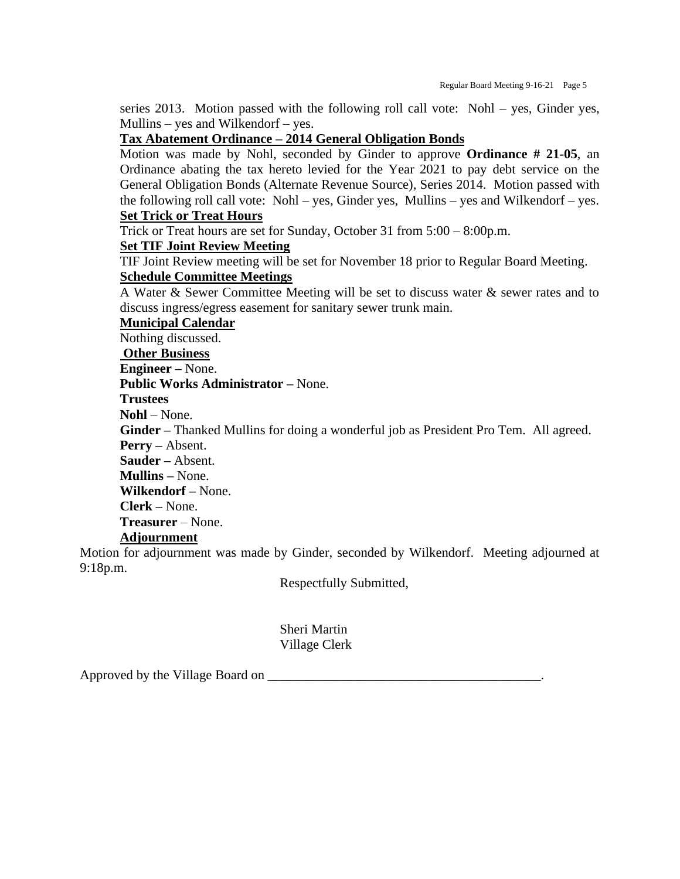series 2013. Motion passed with the following roll call vote: Nohl – yes, Ginder yes, Mullins – yes and Wilkendorf – yes.

**Tax Abatement Ordinance – 2014 General Obligation Bonds**

Motion was made by Nohl, seconded by Ginder to approve **Ordinance # 21-05**, an Ordinance abating the tax hereto levied for the Year 2021 to pay debt service on the General Obligation Bonds (Alternate Revenue Source), Series 2014. Motion passed with the following roll call vote: Nohl – yes, Ginder yes, Mullins – yes and Wilkendorf – yes.

**Set Trick or Treat Hours**

Trick or Treat hours are set for Sunday, October 31 from 5:00 – 8:00p.m.

**Set TIF Joint Review Meeting**

TIF Joint Review meeting will be set for November 18 prior to Regular Board Meeting.

**Schedule Committee Meetings**

A Water & Sewer Committee Meeting will be set to discuss water & sewer rates and to discuss ingress/egress easement for sanitary sewer trunk main.

**Municipal Calendar**

Nothing discussed.

**Other Business**

**Engineer –** None.

**Public Works Administrator –** None.

**Trustees**

**Nohl** – None.

**Ginder –** Thanked Mullins for doing a wonderful job as President Pro Tem. All agreed.

**Perry –** Absent.

**Sauder –** Absent.

**Mullins –** None.

**Wilkendorf –** None.

**Clerk –** None.

**Treasurer** – None.

**Adjournment**

Motion for adjournment was made by Ginder, seconded by Wilkendorf. Meeting adjourned at 9:18p.m.

Respectfully Submitted,

Sheri Martin
Village Clerk

Approved by the Village Board on ________________________________________.